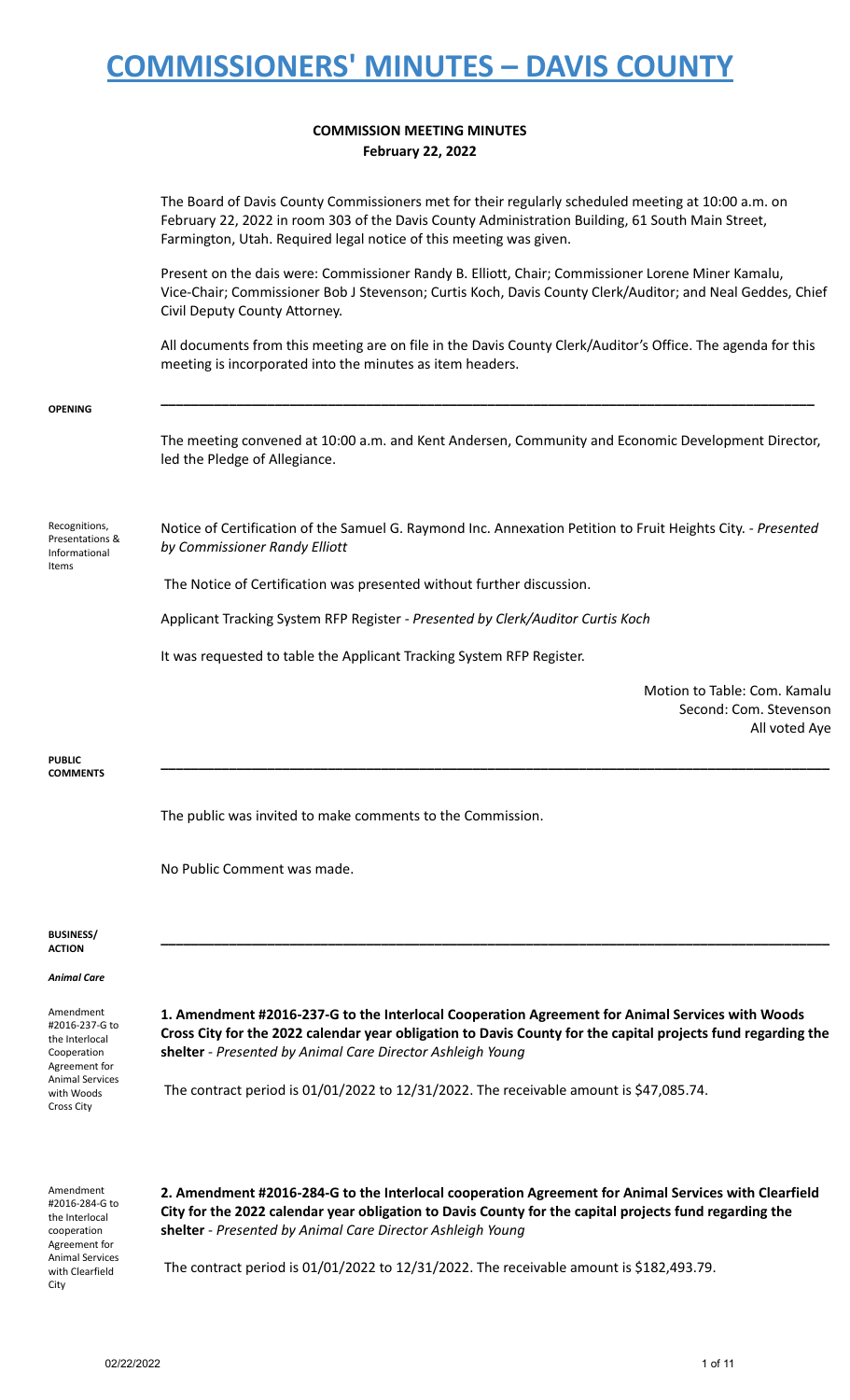# COMMISSIONERS' MINUTES – DAVIS COUNTY

**COMMISSION MEETING MINUTES**
**February 22, 2022**

The Board of Davis County Commissioners met for their regularly scheduled meeting at 10:00 a.m. on February 22, 2022 in room 303 of the Davis County Administration Building, 61 South Main Street, Farmington, Utah. Required legal notice of this meeting was given.

Present on the dais were: Commissioner Randy B. Elliott, Chair; Commissioner Lorene Miner Kamalu, Vice-Chair; Commissioner Bob J Stevenson; Curtis Koch, Davis County Clerk/Auditor; and Neal Geddes, Chief Civil Deputy County Attorney.

All documents from this meeting are on file in the Davis County Clerk/Auditor's Office. The agenda for this meeting is incorporated into the minutes as item headers.

**OPENING**

The meeting convened at 10:00 a.m. and Kent Andersen, Community and Economic Development Director, led the Pledge of Allegiance.

Recognitions, Presentations & Informational Items

Notice of Certification of the Samuel G. Raymond Inc. Annexation Petition to Fruit Heights City. - *Presented by Commissioner Randy Elliott*

The Notice of Certification was presented without further discussion.

Applicant Tracking System RFP Register - *Presented by Clerk/Auditor Curtis Koch*

It was requested to table the Applicant Tracking System RFP Register.

Motion to Table: Com. Kamalu
Second: Com. Stevenson
All voted Aye

**PUBLIC COMMENTS**

The public was invited to make comments to the Commission.

No Public Comment was made.

**BUSINESS/ ACTION**

***Animal Care***

Amendment #2016-237-G to the Interlocal Cooperation Agreement for Animal Services with Woods Cross City

**1. Amendment #2016-237-G to the Interlocal Cooperation Agreement for Animal Services with Woods Cross City for the 2022 calendar year obligation to Davis County for the capital projects fund regarding the shelter** - *Presented by Animal Care Director Ashleigh Young*

The contract period is 01/01/2022 to 12/31/2022. The receivable amount is $47,085.74.

Amendment #2016-284-G to the Interlocal cooperation Agreement for Animal Services with Clearfield City

**2. Amendment #2016-284-G to the Interlocal cooperation Agreement for Animal Services with Clearfield City for the 2022 calendar year obligation to Davis County for the capital projects fund regarding the shelter** - *Presented by Animal Care Director Ashleigh Young*

The contract period is 01/01/2022 to 12/31/2022. The receivable amount is $182,493.79.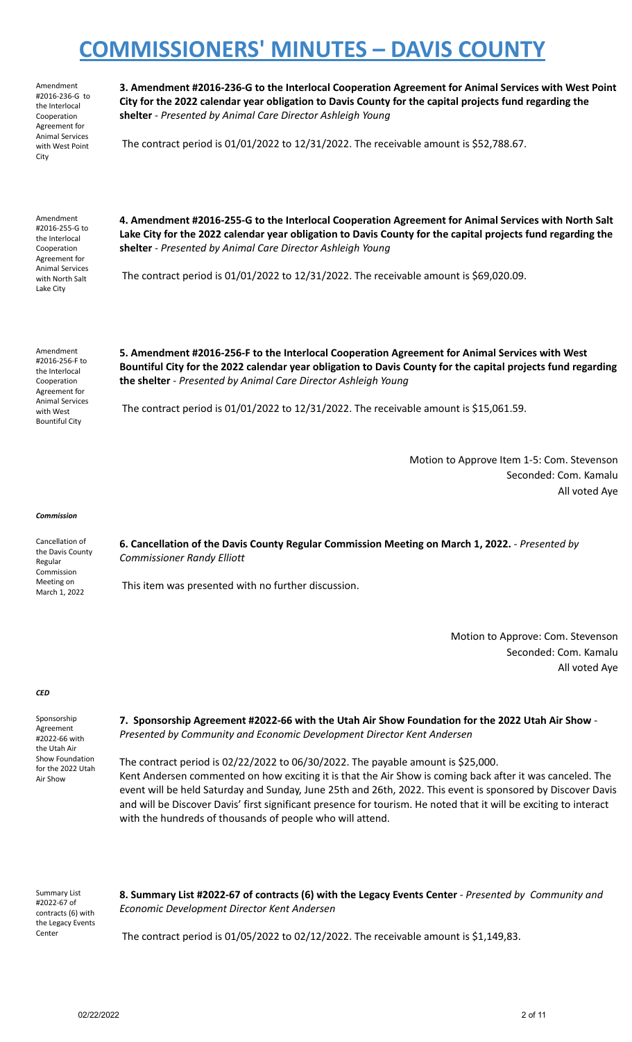# COMMISSIONERS' MINUTES – DAVIS COUNTY

Amendment #2016-236-G to the Interlocal Cooperation Agreement for Animal Services with West Point City

**3. Amendment #2016-236-G to the Interlocal Cooperation Agreement for Animal Services with West Point City for the 2022 calendar year obligation to Davis County for the capital projects fund regarding the shelter** - *Presented by Animal Care Director Ashleigh Young*

The contract period is 01/01/2022 to 12/31/2022. The receivable amount is $52,788.67.

Amendment #2016-255-G to the Interlocal Cooperation Agreement for Animal Services with North Salt Lake City

**4. Amendment #2016-255-G to the Interlocal Cooperation Agreement for Animal Services with North Salt Lake City for the 2022 calendar year obligation to Davis County for the capital projects fund regarding the shelter** - *Presented by Animal Care Director Ashleigh Young*

The contract period is 01/01/2022 to 12/31/2022. The receivable amount is $69,020.09.

Amendment #2016-256-F to the Interlocal Cooperation Agreement for Animal Services with West Bountiful City

**5. Amendment #2016-256-F to the Interlocal Cooperation Agreement for Animal Services with West Bountiful City for the 2022 calendar year obligation to Davis County for the capital projects fund regarding the shelter** - *Presented by Animal Care Director Ashleigh Young*

The contract period is 01/01/2022 to 12/31/2022. The receivable amount is $15,061.59.

Motion to Approve Item 1-5: Com. Stevenson
Seconded: Com. Kamalu
All voted Aye

***Commission***

Cancellation of the Davis County Regular Commission Meeting on March 1, 2022

**6. Cancellation of the Davis County Regular Commission Meeting on March 1, 2022.** - *Presented by Commissioner Randy Elliott*

This item was presented with no further discussion.

Motion to Approve: Com. Stevenson
Seconded: Com. Kamalu
All voted Aye

***CED***

Sponsorship Agreement #2022-66 with the Utah Air Show Foundation for the 2022 Utah Air Show

**7. Sponsorship Agreement #2022-66 with the Utah Air Show Foundation for the 2022 Utah Air Show** - *Presented by Community and Economic Development Director Kent Andersen*

The contract period is 02/22/2022 to 06/30/2022. The payable amount is $25,000.
Kent Andersen commented on how exciting it is that the Air Show is coming back after it was canceled. The event will be held Saturday and Sunday, June 25th and 26th, 2022. This event is sponsored by Discover Davis and will be Discover Davis' first significant presence for tourism. He noted that it will be exciting to interact with the hundreds of thousands of people who will attend.

Summary List #2022-67 of contracts (6) with the Legacy Events Center

**8. Summary List #2022-67 of contracts (6) with the Legacy Events Center** - *Presented by Community and Economic Development Director Kent Andersen*

The contract period is 01/05/2022 to 02/12/2022. The receivable amount is $1,149,83.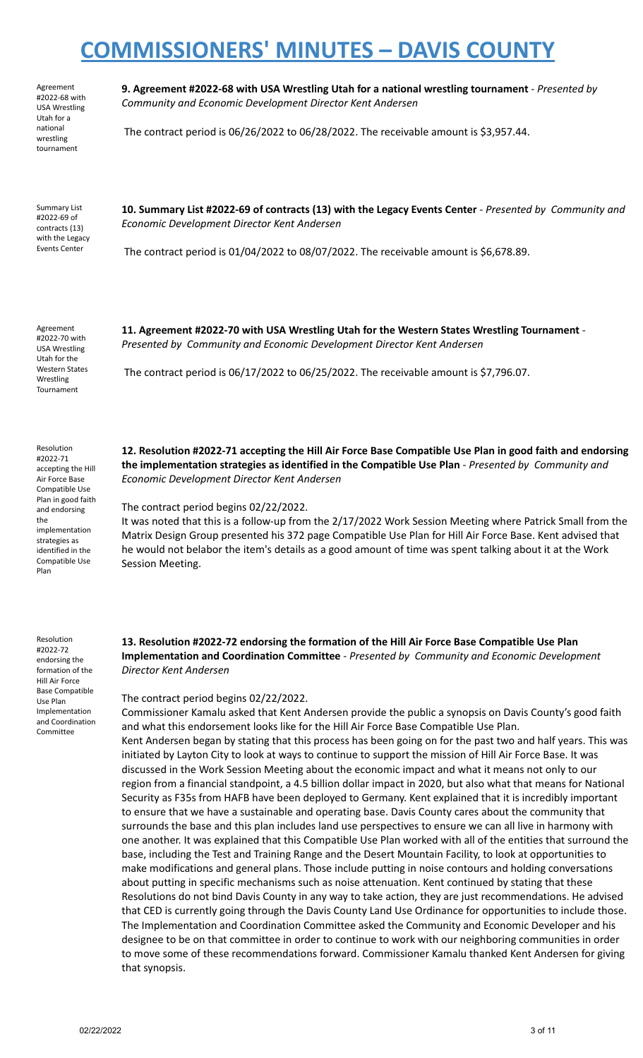Agreement #2022-68 with USA Wrestling Utah for a national wrestling tournament

**9. Agreement #2022-68 with USA Wrestling Utah for a national wrestling tournament** - *Presented by Community and Economic Development Director Kent Andersen*

The contract period is 06/26/2022 to 06/28/2022. The receivable amount is $3,957.44.

Summary List #2022-69 of contracts (13) with the Legacy Events Center

**10. Summary List #2022-69 of contracts (13) with the Legacy Events Center** - *Presented by Community and Economic Development Director Kent Andersen*

The contract period is 01/04/2022 to 08/07/2022. The receivable amount is $6,678.89.

Agreement #2022-70 with USA Wrestling Utah for the Western States Wrestling Tournament

**11. Agreement #2022-70 with USA Wrestling Utah for the Western States Wrestling Tournament** - *Presented by Community and Economic Development Director Kent Andersen*

The contract period is 06/17/2022 to 06/25/2022. The receivable amount is $7,796.07.

Resolution #2022-71 accepting the Hill Air Force Base Compatible Use Plan in good faith and endorsing the implementation strategies as identified in the Compatible Use Plan

**12. Resolution #2022-71 accepting the Hill Air Force Base Compatible Use Plan in good faith and endorsing the implementation strategies as identified in the Compatible Use Plan** - *Presented by Community and Economic Development Director Kent Andersen*

The contract period begins 02/22/2022.

It was noted that this is a follow-up from the 2/17/2022 Work Session Meeting where Patrick Small from the Matrix Design Group presented his 372 page Compatible Use Plan for Hill Air Force Base. Kent advised that he would not belabor the item's details as a good amount of time was spent talking about it at the Work Session Meeting.

Resolution #2022-72 endorsing the formation of the Hill Air Force Base Compatible Use Plan Implementation and Coordination Committee

**13. Resolution #2022-72 endorsing the formation of the Hill Air Force Base Compatible Use Plan Implementation and Coordination Committee** - *Presented by Community and Economic Development Director Kent Andersen*

The contract period begins 02/22/2022.

Commissioner Kamalu asked that Kent Andersen provide the public a synopsis on Davis County's good faith and what this endorsement looks like for the Hill Air Force Base Compatible Use Plan.

Kent Andersen began by stating that this process has been going on for the past two and half years. This was initiated by Layton City to look at ways to continue to support the mission of Hill Air Force Base. It was discussed in the Work Session Meeting about the economic impact and what it means not only to our region from a financial standpoint, a 4.5 billion dollar impact in 2020, but also what that means for National Security as F35s from HAFB have been deployed to Germany. Kent explained that it is incredibly important to ensure that we have a sustainable and operating base. Davis County cares about the community that surrounds the base and this plan includes land use perspectives to ensure we can all live in harmony with one another. It was explained that this Compatible Use Plan worked with all of the entities that surround the base, including the Test and Training Range and the Desert Mountain Facility, to look at opportunities to make modifications and general plans. Those include putting in noise contours and holding conversations about putting in specific mechanisms such as noise attenuation. Kent continued by stating that these Resolutions do not bind Davis County in any way to take action, they are just recommendations. He advised that CED is currently going through the Davis County Land Use Ordinance for opportunities to include those. The Implementation and Coordination Committee asked the Community and Economic Developer and his designee to be on that committee in order to continue to work with our neighboring communities in order to move some of these recommendations forward. Commissioner Kamalu thanked Kent Andersen for giving that synopsis.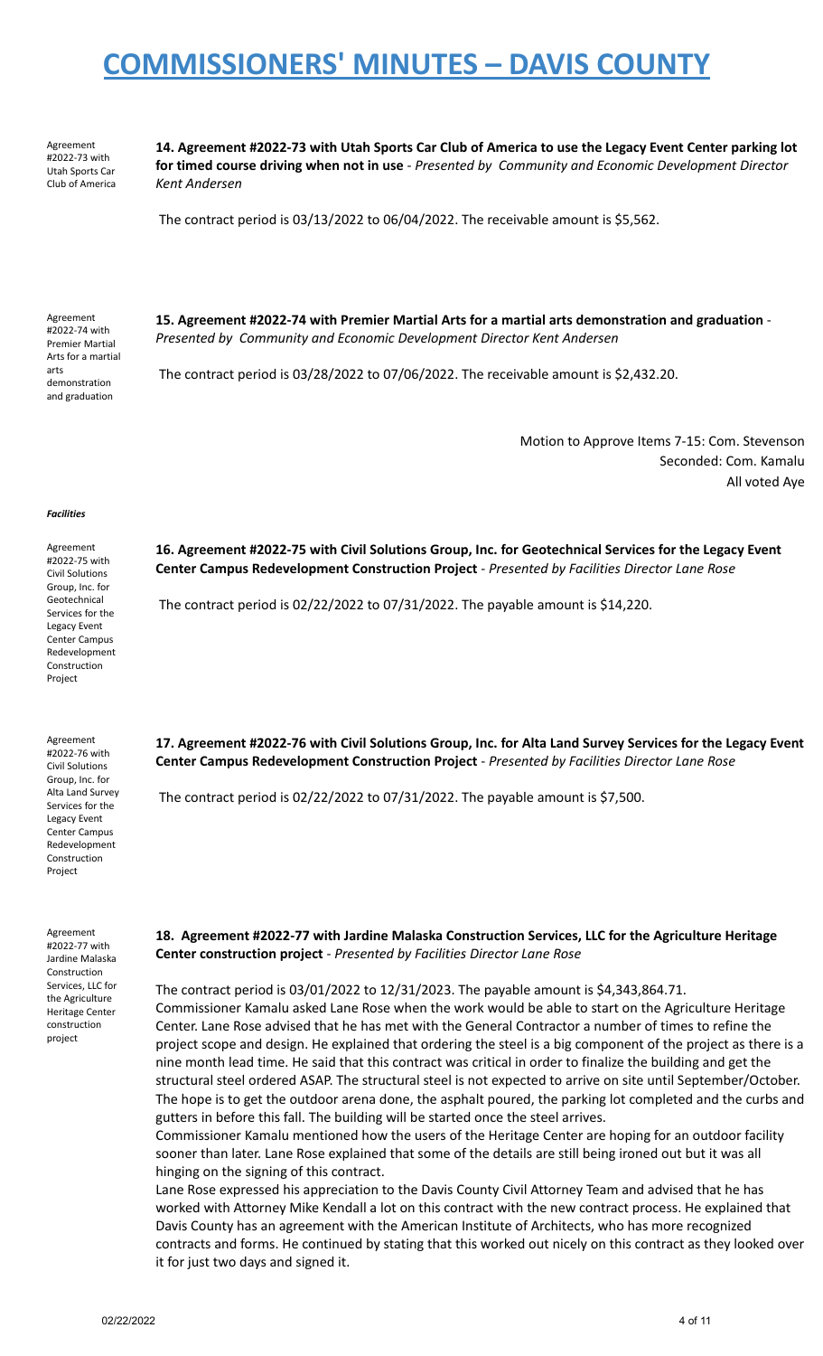Agreement #2022-73 with Utah Sports Car Club of America

**14. Agreement #2022-73 with Utah Sports Car Club of America to use the Legacy Event Center parking lot for timed course driving when not in use** - *Presented by Community and Economic Development Director Kent Andersen*

The contract period is 03/13/2022 to 06/04/2022. The receivable amount is $5,562.

Agreement #2022-74 with Premier Martial Arts for a martial arts demonstration and graduation

**15. Agreement #2022-74 with Premier Martial Arts for a martial arts demonstration and graduation** - *Presented by Community and Economic Development Director Kent Andersen*

The contract period is 03/28/2022 to 07/06/2022. The receivable amount is $2,432.20.

Motion to Approve Items 7-15: Com. Stevenson
Seconded: Com. Kamalu
All voted Aye

***Facilities***

Agreement #2022-75 with Civil Solutions Group, Inc. for Geotechnical Services for the Legacy Event Center Campus Redevelopment Construction Project

**16. Agreement #2022-75 with Civil Solutions Group, Inc. for Geotechnical Services for the Legacy Event Center Campus Redevelopment Construction Project** - *Presented by Facilities Director Lane Rose*

The contract period is 02/22/2022 to 07/31/2022. The payable amount is $14,220.

Agreement #2022-76 with Civil Solutions Group, Inc. for Alta Land Survey Services for the Legacy Event Center Campus Redevelopment Construction Project

**17. Agreement #2022-76 with Civil Solutions Group, Inc. for Alta Land Survey Services for the Legacy Event Center Campus Redevelopment Construction Project** - *Presented by Facilities Director Lane Rose*

The contract period is 02/22/2022 to 07/31/2022. The payable amount is $7,500.

Agreement #2022-77 with Jardine Malaska Construction Services, LLC for the Agriculture Heritage Center construction project

**18. Agreement #2022-77 with Jardine Malaska Construction Services, LLC for the Agriculture Heritage Center construction project** - *Presented by Facilities Director Lane Rose*

The contract period is 03/01/2022 to 12/31/2023. The payable amount is $4,343,864.71.

Commissioner Kamalu asked Lane Rose when the work would be able to start on the Agriculture Heritage Center. Lane Rose advised that he has met with the General Contractor a number of times to refine the project scope and design. He explained that ordering the steel is a big component of the project as there is a nine month lead time. He said that this contract was critical in order to finalize the building and get the structural steel ordered ASAP. The structural steel is not expected to arrive on site until September/October. The hope is to get the outdoor arena done, the asphalt poured, the parking lot completed and the curbs and gutters in before this fall. The building will be started once the steel arrives.

Commissioner Kamalu mentioned how the users of the Heritage Center are hoping for an outdoor facility sooner than later. Lane Rose explained that some of the details are still being ironed out but it was all hinging on the signing of this contract.

Lane Rose expressed his appreciation to the Davis County Civil Attorney Team and advised that he has worked with Attorney Mike Kendall a lot on this contract with the new contract process. He explained that Davis County has an agreement with the American Institute of Architects, who has more recognized contracts and forms. He continued by stating that this worked out nicely on this contract as they looked over it for just two days and signed it.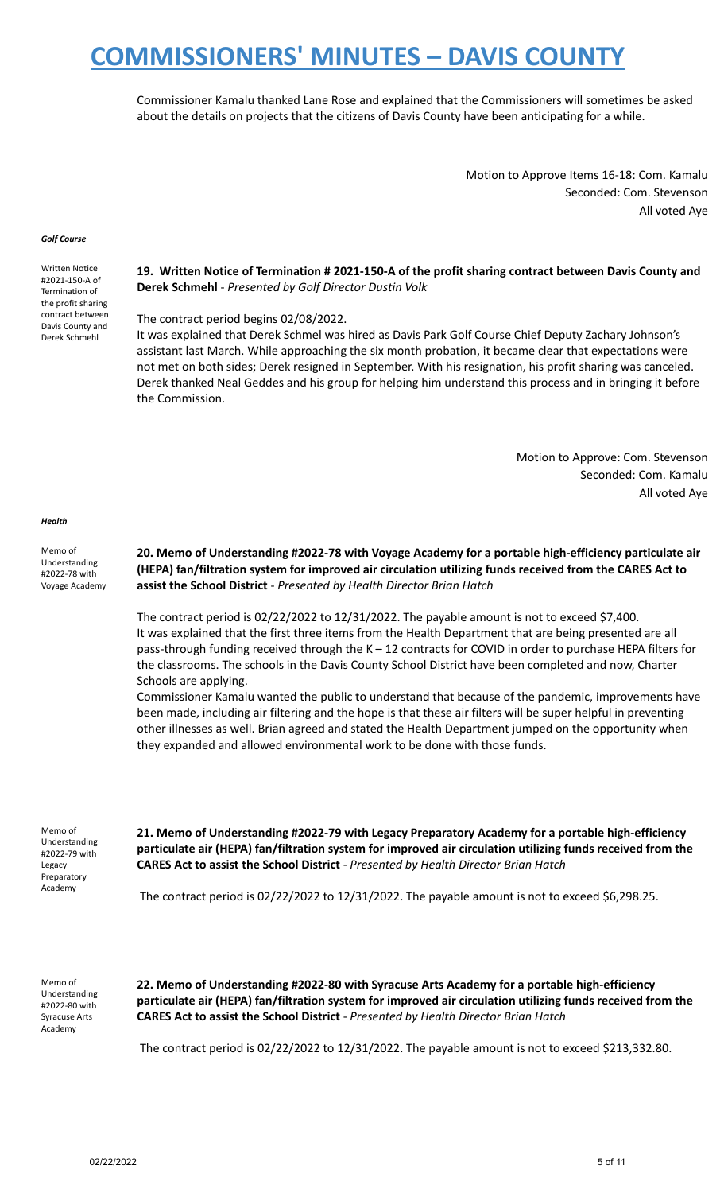Commissioner Kamalu thanked Lane Rose and explained that the Commissioners will sometimes be asked about the details on projects that the citizens of Davis County have been anticipating for a while.

Motion to Approve Items 16-18: Com. Kamalu
Seconded: Com. Stevenson
All voted Aye

***Golf Course***

Written Notice #2021-150-A of Termination of the profit sharing contract between Davis County and Derek Schmehl

**19. Written Notice of Termination # 2021-150-A of the profit sharing contract between Davis County and Derek Schmehl** - *Presented by Golf Director Dustin Volk*

The contract period begins 02/08/2022.
It was explained that Derek Schmel was hired as Davis Park Golf Course Chief Deputy Zachary Johnson's assistant last March. While approaching the six month probation, it became clear that expectations were not met on both sides; Derek resigned in September. With his resignation, his profit sharing was canceled. Derek thanked Neal Geddes and his group for helping him understand this process and in bringing it before the Commission.

Motion to Approve: Com. Stevenson
Seconded: Com. Kamalu
All voted Aye

***Health***

Memo of Understanding #2022-78 with Voyage Academy

**20. Memo of Understanding #2022-78 with Voyage Academy for a portable high-efficiency particulate air (HEPA) fan/filtration system for improved air circulation utilizing funds received from the CARES Act to assist the School District** - *Presented by Health Director Brian Hatch*

The contract period is 02/22/2022 to 12/31/2022. The payable amount is not to exceed $7,400.
It was explained that the first three items from the Health Department that are being presented are all pass-through funding received through the K – 12 contracts for COVID in order to purchase HEPA filters for the classrooms. The schools in the Davis County School District have been completed and now, Charter Schools are applying.
Commissioner Kamalu wanted the public to understand that because of the pandemic, improvements have been made, including air filtering and the hope is that these air filters will be super helpful in preventing other illnesses as well. Brian agreed and stated the Health Department jumped on the opportunity when they expanded and allowed environmental work to be done with those funds.

Memo of Understanding #2022-79 with Legacy Preparatory Academy

**21. Memo of Understanding #2022-79 with Legacy Preparatory Academy for a portable high-efficiency particulate air (HEPA) fan/filtration system for improved air circulation utilizing funds received from the CARES Act to assist the School District** - *Presented by Health Director Brian Hatch*

The contract period is 02/22/2022 to 12/31/2022. The payable amount is not to exceed $6,298.25.

Memo of Understanding #2022-80 with Syracuse Arts Academy

**22. Memo of Understanding #2022-80 with Syracuse Arts Academy for a portable high-efficiency particulate air (HEPA) fan/filtration system for improved air circulation utilizing funds received from the CARES Act to assist the School District** - *Presented by Health Director Brian Hatch*

The contract period is 02/22/2022 to 12/31/2022. The payable amount is not to exceed $213,332.80.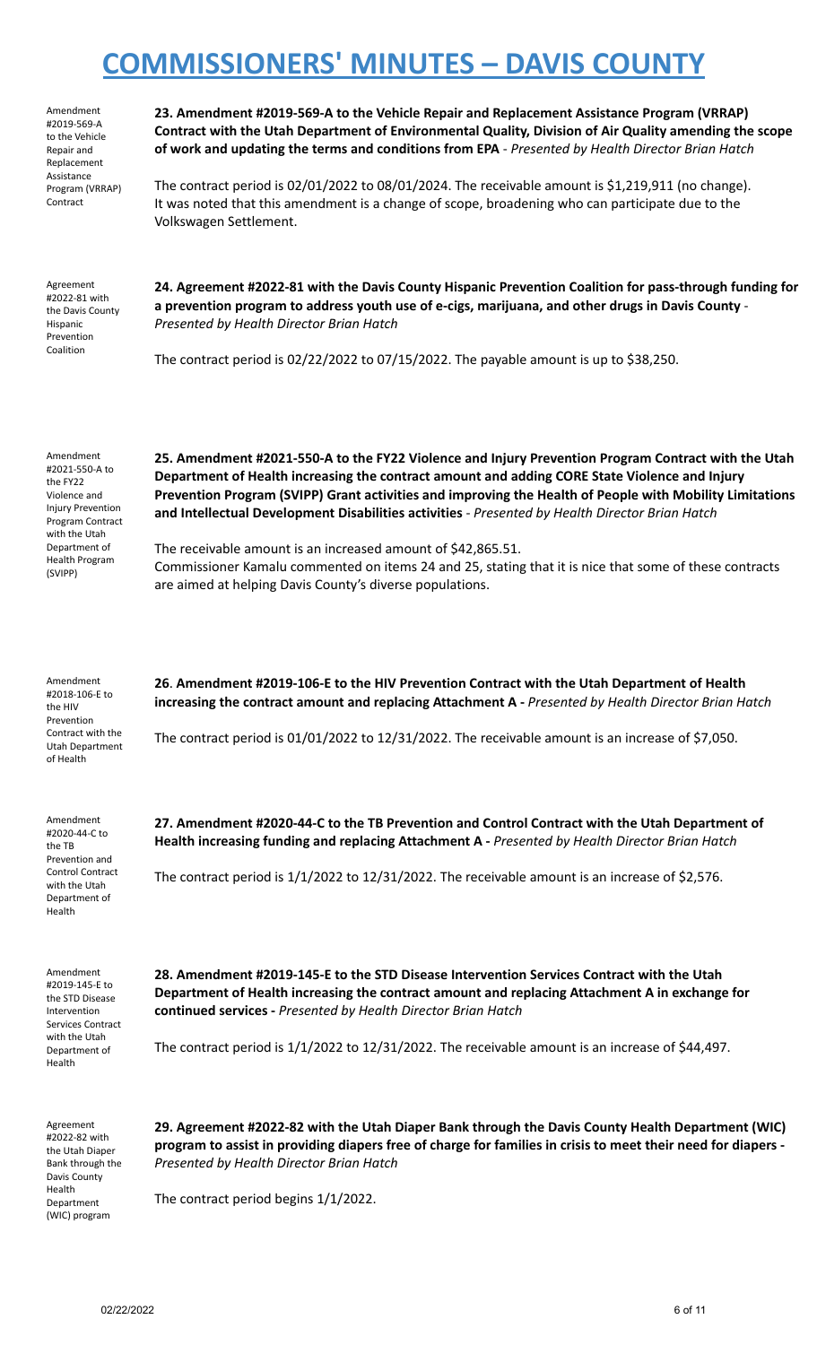# COMMISSIONERS' MINUTES – DAVIS COUNTY

Amendment #2019-569-A to the Vehicle Repair and Replacement Assistance Program (VRRAP) Contract

**23. Amendment #2019-569-A to the Vehicle Repair and Replacement Assistance Program (VRRAP) Contract with the Utah Department of Environmental Quality, Division of Air Quality amending the scope of work and updating the terms and conditions from EPA** - *Presented by Health Director Brian Hatch*

The contract period is 02/01/2022 to 08/01/2024. The receivable amount is $1,219,911 (no change). It was noted that this amendment is a change of scope, broadening who can participate due to the Volkswagen Settlement.

Agreement #2022-81 with the Davis County Hispanic Prevention Coalition

**24. Agreement #2022-81 with the Davis County Hispanic Prevention Coalition for pass-through funding for a prevention program to address youth use of e-cigs, marijuana, and other drugs in Davis County** - *Presented by Health Director Brian Hatch*

The contract period is 02/22/2022 to 07/15/2022. The payable amount is up to $38,250.

Amendment #2021-550-A to the FY22 Violence and Injury Prevention Program Contract with the Utah Department of Health Program (SVIPP)

**25. Amendment #2021-550-A to the FY22 Violence and Injury Prevention Program Contract with the Utah Department of Health increasing the contract amount and adding CORE State Violence and Injury Prevention Program (SVIPP) Grant activities and improving the Health of People with Mobility Limitations and Intellectual Development Disabilities activities** - *Presented by Health Director Brian Hatch*

The receivable amount is an increased amount of $42,865.51.
Commissioner Kamalu commented on items 24 and 25, stating that it is nice that some of these contracts are aimed at helping Davis County's diverse populations.

Amendment #2018-106-E to the HIV Prevention Contract with the Utah Department of Health

**26. Amendment #2019-106-E to the HIV Prevention Contract with the Utah Department of Health increasing the contract amount and replacing Attachment A -** *Presented by Health Director Brian Hatch*

The contract period is 01/01/2022 to 12/31/2022. The receivable amount is an increase of $7,050.

Amendment #2020-44-C to the TB Prevention and Control Contract with the Utah Department of Health

**27. Amendment #2020-44-C to the TB Prevention and Control Contract with the Utah Department of Health increasing funding and replacing Attachment A -** *Presented by Health Director Brian Hatch*

The contract period is 1/1/2022 to 12/31/2022. The receivable amount is an increase of $2,576.

Amendment #2019-145-E to the STD Disease Intervention Services Contract with the Utah Department of Health

**28. Amendment #2019-145-E to the STD Disease Intervention Services Contract with the Utah Department of Health increasing the contract amount and replacing Attachment A in exchange for continued services -** *Presented by Health Director Brian Hatch*

The contract period is 1/1/2022 to 12/31/2022. The receivable amount is an increase of $44,497.

Agreement #2022-82 with the Utah Diaper Bank through the Davis County Health Department (WIC) program

**29. Agreement #2022-82 with the Utah Diaper Bank through the Davis County Health Department (WIC) program to assist in providing diapers free of charge for families in crisis to meet their need for diapers -** *Presented by Health Director Brian Hatch*

The contract period begins 1/1/2022.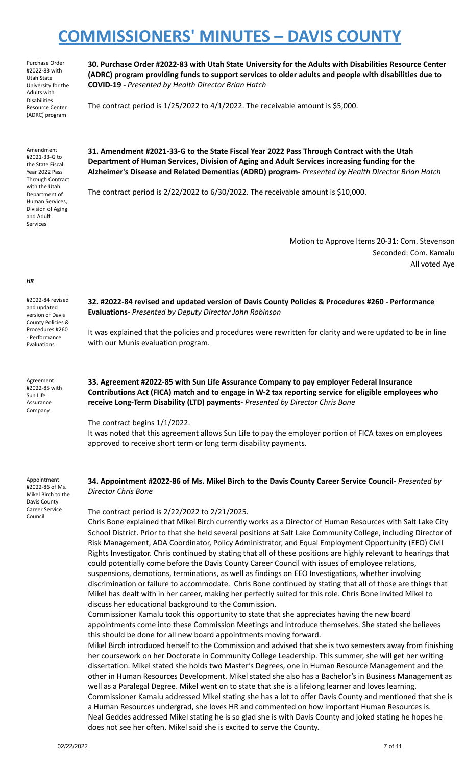Purchase Order #2022-83 with Utah State University for the Adults with Disabilities Resource Center (ADRC) program

**30. Purchase Order #2022-83 with Utah State University for the Adults with Disabilities Resource Center (ADRC) program providing funds to support services to older adults and people with disabilities due to COVID-19 -** *Presented by Health Director Brian Hatch*

The contract period is 1/25/2022 to 4/1/2022. The receivable amount is $5,000.

Amendment #2021-33-G to the State Fiscal Year 2022 Pass Through Contract with the Utah Department of Human Services, Division of Aging and Adult Services

**31. Amendment #2021-33-G to the State Fiscal Year 2022 Pass Through Contract with the Utah Department of Human Services, Division of Aging and Adult Services increasing funding for the Alzheimer's Disease and Related Dementias (ADRD) program-** *Presented by Health Director Brian Hatch*

The contract period is 2/22/2022 to 6/30/2022. The receivable amount is $10,000.

Motion to Approve Items 20-31: Com. Stevenson
Seconded: Com. Kamalu
All voted Aye

***HR***

#2022-84 revised and updated version of Davis County Policies & Procedures #260 - Performance Evaluations

**32. #2022-84 revised and updated version of Davis County Policies & Procedures #260 - Performance Evaluations-** *Presented by Deputy Director John Robinson*

It was explained that the policies and procedures were rewritten for clarity and were updated to be in line with our Munis evaluation program.

Agreement #2022-85 with Sun Life Assurance Company

**33. Agreement #2022-85 with Sun Life Assurance Company to pay employer Federal Insurance Contributions Act (FICA) match and to engage in W-2 tax reporting service for eligible employees who receive Long-Term Disability (LTD) payments-** *Presented by Director Chris Bone*

The contract begins 1/1/2022.
It was noted that this agreement allows Sun Life to pay the employer portion of FICA taxes on employees approved to receive short term or long term disability payments.

Appointment #2022-86 of Ms. Mikel Birch to the Davis County Career Service Council

**34. Appointment #2022-86 of Ms. Mikel Birch to the Davis County Career Service Council-** *Presented by Director Chris Bone*

The contract period is 2/22/2022 to 2/21/2025.
Chris Bone explained that Mikel Birch currently works as a Director of Human Resources with Salt Lake City School District. Prior to that she held several positions at Salt Lake Community College, including Director of Risk Management, ADA Coordinator, Policy Administrator, and Equal Employment Opportunity (EEO) Civil Rights Investigator. Chris continued by stating that all of these positions are highly relevant to hearings that could potentially come before the Davis County Career Council with issues of employee relations, suspensions, demotions, terminations, as well as findings on EEO Investigations, whether involving discrimination or failure to accommodate. Chris Bone continued by stating that all of those are things that Mikel has dealt with in her career, making her perfectly suited for this role. Chris Bone invited Mikel to discuss her educational background to the Commission.
Commissioner Kamalu took this opportunity to state that she appreciates having the new board appointments come into these Commission Meetings and introduce themselves. She stated she believes this should be done for all new board appointments moving forward.
Mikel Birch introduced herself to the Commission and advised that she is two semesters away from finishing her coursework on her Doctorate in Community College Leadership. This summer, she will get her writing dissertation. Mikel stated she holds two Master's Degrees, one in Human Resource Management and the other in Human Resources Development. Mikel stated she also has a Bachelor's in Business Management as well as a Paralegal Degree. Mikel went on to state that she is a lifelong learner and loves learning.
Commissioner Kamalu addressed Mikel stating she has a lot to offer Davis County and mentioned that she is a Human Resources undergrad, she loves HR and commented on how important Human Resources is.
Neal Geddes addressed Mikel stating he is so glad she is with Davis County and joked stating he hopes he does not see her often. Mikel said she is excited to serve the County.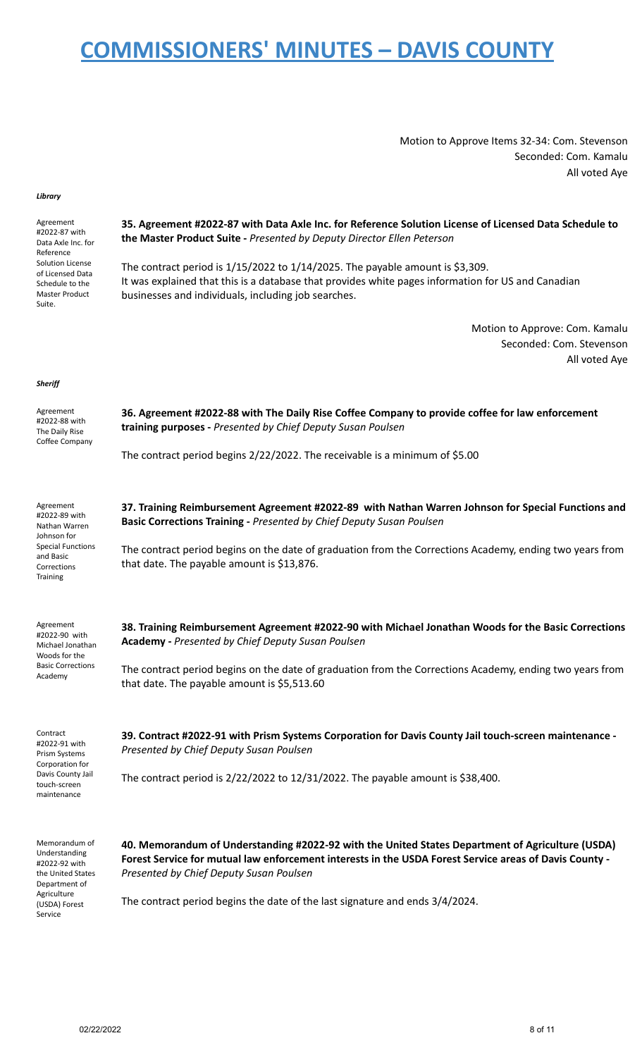Motion to Approve Items 32-34: Com. Stevenson
Seconded: Com. Kamalu
All voted Aye

***Library***

Agreement #2022-87 with Data Axle Inc. for Reference Solution License of Licensed Data Schedule to the Master Product Suite.

**35. Agreement #2022-87 with Data Axle Inc. for Reference Solution License of Licensed Data Schedule to the Master Product Suite -** *Presented by Deputy Director Ellen Peterson*

The contract period is 1/15/2022 to 1/14/2025. The payable amount is $3,309.
It was explained that this is a database that provides white pages information for US and Canadian businesses and individuals, including job searches.

Motion to Approve: Com. Kamalu
Seconded: Com. Stevenson
All voted Aye

***Sheriff***

Agreement #2022-88 with The Daily Rise Coffee Company

**36. Agreement #2022-88 with The Daily Rise Coffee Company to provide coffee for law enforcement training purposes -** *Presented by Chief Deputy Susan Poulsen*

The contract period begins 2/22/2022. The receivable is a minimum of $5.00

Agreement #2022-89 with Nathan Warren Johnson for Special Functions and Basic Corrections Training

**37. Training Reimbursement Agreement #2022-89 with Nathan Warren Johnson for Special Functions and Basic Corrections Training -** *Presented by Chief Deputy Susan Poulsen*

The contract period begins on the date of graduation from the Corrections Academy, ending two years from that date. The payable amount is $13,876.

Agreement #2022-90 with Michael Jonathan Woods for the Basic Corrections Academy

**38. Training Reimbursement Agreement #2022-90 with Michael Jonathan Woods for the Basic Corrections Academy -** *Presented by Chief Deputy Susan Poulsen*

The contract period begins on the date of graduation from the Corrections Academy, ending two years from that date. The payable amount is $5,513.60

Contract #2022-91 with Prism Systems Corporation for Davis County Jail touch-screen maintenance

**39. Contract #2022-91 with Prism Systems Corporation for Davis County Jail touch-screen maintenance -** *Presented by Chief Deputy Susan Poulsen*

The contract period is 2/22/2022 to 12/31/2022. The payable amount is $38,400.

Memorandum of Understanding #2022-92 with the United States Department of Agriculture (USDA) Forest Service

**40. Memorandum of Understanding #2022-92 with the United States Department of Agriculture (USDA) Forest Service for mutual law enforcement interests in the USDA Forest Service areas of Davis County -** *Presented by Chief Deputy Susan Poulsen*

The contract period begins the date of the last signature and ends 3/4/2024.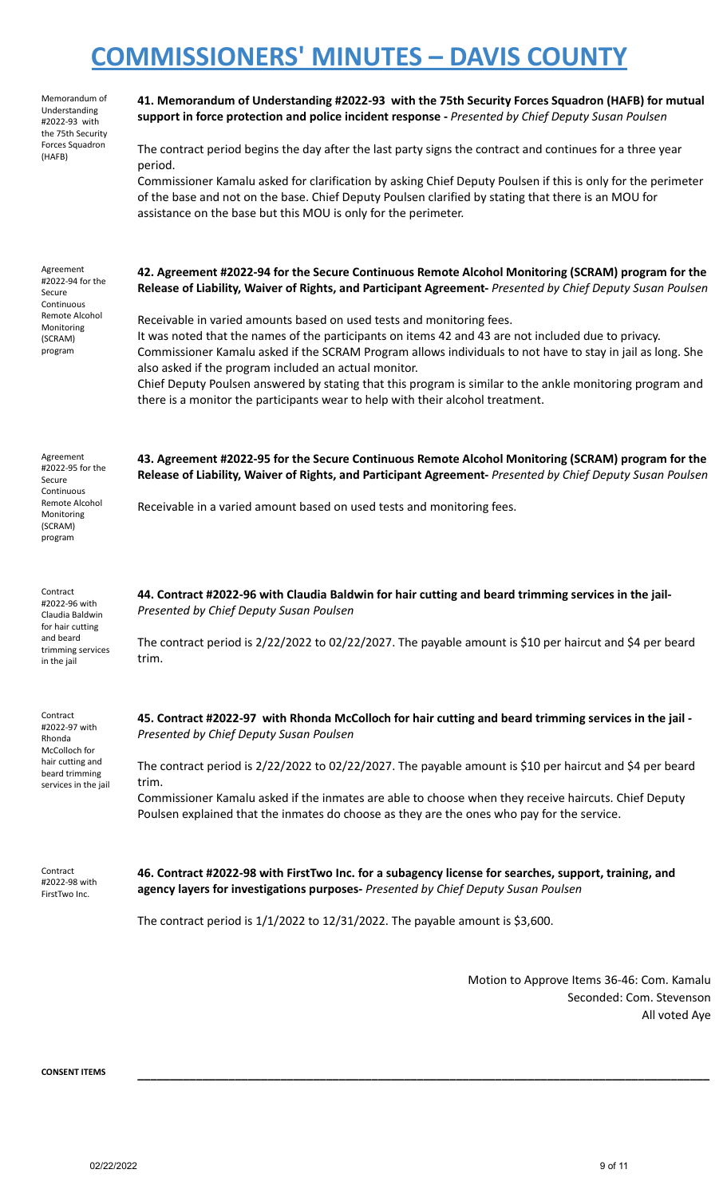# COMMISSIONERS' MINUTES – DAVIS COUNTY

Memorandum of Understanding #2022-93 with the 75th Security Forces Squadron (HAFB)

**41. Memorandum of Understanding #2022-93 with the 75th Security Forces Squadron (HAFB) for mutual support in force protection and police incident response -** *Presented by Chief Deputy Susan Poulsen*

The contract period begins the day after the last party signs the contract and continues for a three year period.

Commissioner Kamalu asked for clarification by asking Chief Deputy Poulsen if this is only for the perimeter of the base and not on the base. Chief Deputy Poulsen clarified by stating that there is an MOU for assistance on the base but this MOU is only for the perimeter.

Agreement #2022-94 for the Secure Continuous Remote Alcohol Monitoring (SCRAM) program

**42. Agreement #2022-94 for the Secure Continuous Remote Alcohol Monitoring (SCRAM) program for the Release of Liability, Waiver of Rights, and Participant Agreement-** *Presented by Chief Deputy Susan Poulsen*

Receivable in varied amounts based on used tests and monitoring fees.

It was noted that the names of the participants on items 42 and 43 are not included due to privacy.

Commissioner Kamalu asked if the SCRAM Program allows individuals to not have to stay in jail as long. She also asked if the program included an actual monitor.

Chief Deputy Poulsen answered by stating that this program is similar to the ankle monitoring program and there is a monitor the participants wear to help with their alcohol treatment.

Agreement #2022-95 for the Secure Continuous Remote Alcohol Monitoring (SCRAM) program

**43. Agreement #2022-95 for the Secure Continuous Remote Alcohol Monitoring (SCRAM) program for the Release of Liability, Waiver of Rights, and Participant Agreement-** *Presented by Chief Deputy Susan Poulsen*

Receivable in a varied amount based on used tests and monitoring fees.

Contract #2022-96 with Claudia Baldwin for hair cutting and beard trimming services in the jail

**44. Contract #2022-96 with Claudia Baldwin for hair cutting and beard trimming services in the jail-** *Presented by Chief Deputy Susan Poulsen*

The contract period is 2/22/2022 to 02/22/2027. The payable amount is $10 per haircut and $4 per beard trim.

Contract #2022-97 with Rhonda McColloch for hair cutting and beard trimming services in the jail

**45. Contract #2022-97 with Rhonda McColloch for hair cutting and beard trimming services in the jail -** *Presented by Chief Deputy Susan Poulsen*

The contract period is 2/22/2022 to 02/22/2027. The payable amount is $10 per haircut and $4 per beard trim.

Commissioner Kamalu asked if the inmates are able to choose when they receive haircuts. Chief Deputy Poulsen explained that the inmates do choose as they are the ones who pay for the service.

Contract #2022-98 with FirstTwo Inc.

**46. Contract #2022-98 with FirstTwo Inc. for a subagency license for searches, support, training, and agency layers for investigations purposes-** *Presented by Chief Deputy Susan Poulsen*

The contract period is 1/1/2022 to 12/31/2022. The payable amount is $3,600.

Motion to Approve Items 36-46: Com. Kamalu
Seconded: Com. Stevenson
All voted Aye

**CONSENT ITEMS**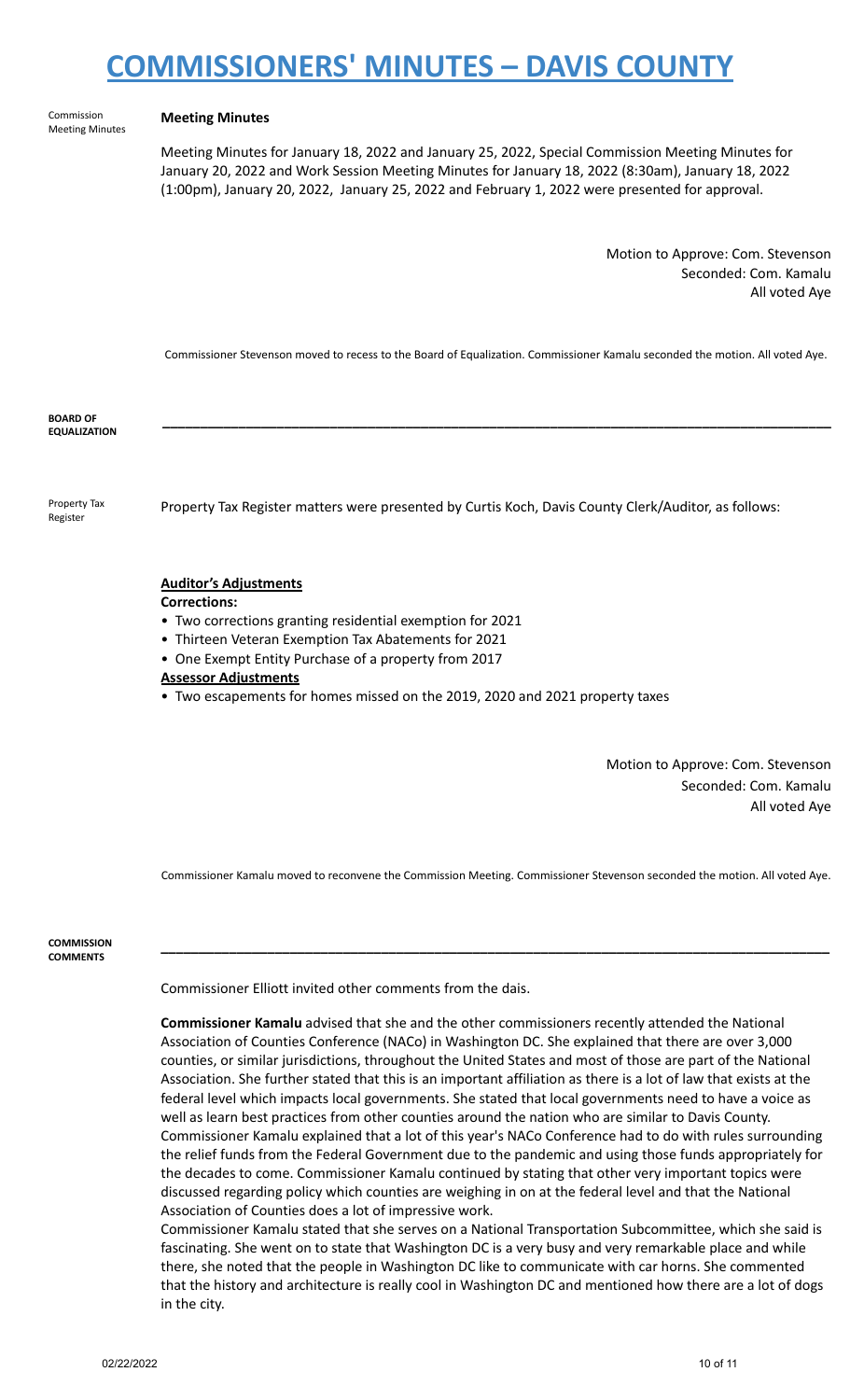# COMMISSIONERS' MINUTES – DAVIS COUNTY

Commission Meeting Minutes

**Meeting Minutes**

Meeting Minutes for January 18, 2022 and January 25, 2022, Special Commission Meeting Minutes for January 20, 2022 and Work Session Meeting Minutes for January 18, 2022 (8:30am), January 18, 2022 (1:00pm), January 20, 2022, January 25, 2022 and February 1, 2022 were presented for approval.

Motion to Approve: Com. Stevenson
Seconded: Com. Kamalu
All voted Aye

Commissioner Stevenson moved to recess to the Board of Equalization. Commissioner Kamalu seconded the motion. All voted Aye.

**BOARD OF EQUALIZATION**

---

Property Tax Register

Property Tax Register matters were presented by Curtis Koch, Davis County Clerk/Auditor, as follows:

**Auditor's Adjustments**

**Corrections:**

- Two corrections granting residential exemption for 2021
- Thirteen Veteran Exemption Tax Abatements for 2021
- One Exempt Entity Purchase of a property from 2017

**Assessor Adjustments**

- Two escapements for homes missed on the 2019, 2020 and 2021 property taxes

Motion to Approve: Com. Stevenson
Seconded: Com. Kamalu
All voted Aye

Commissioner Kamalu moved to reconvene the Commission Meeting. Commissioner Stevenson seconded the motion. All voted Aye.

**COMMISSION COMMENTS**

---

Commissioner Elliott invited other comments from the dais.

**Commissioner Kamalu** advised that she and the other commissioners recently attended the National Association of Counties Conference (NACo) in Washington DC. She explained that there are over 3,000 counties, or similar jurisdictions, throughout the United States and most of those are part of the National Association. She further stated that this is an important affiliation as there is a lot of law that exists at the federal level which impacts local governments. She stated that local governments need to have a voice as well as learn best practices from other counties around the nation who are similar to Davis County. Commissioner Kamalu explained that a lot of this year's NACo Conference had to do with rules surrounding the relief funds from the Federal Government due to the pandemic and using those funds appropriately for the decades to come. Commissioner Kamalu continued by stating that other very important topics were discussed regarding policy which counties are weighing in on at the federal level and that the National Association of Counties does a lot of impressive work.

Commissioner Kamalu stated that she serves on a National Transportation Subcommittee, which she said is fascinating. She went on to state that Washington DC is a very busy and very remarkable place and while there, she noted that the people in Washington DC like to communicate with car horns. She commented that the history and architecture is really cool in Washington DC and mentioned how there are a lot of dogs in the city.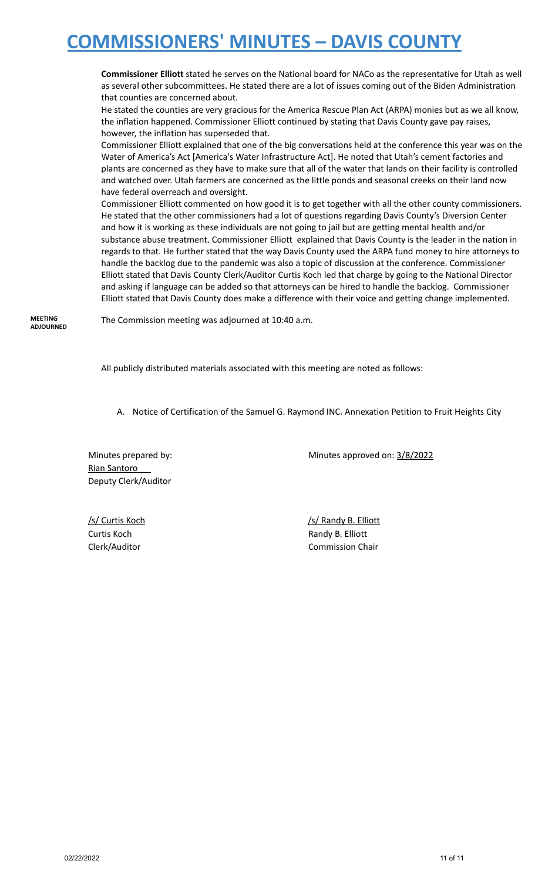**Commissioner Elliott** stated he serves on the National board for NACo as the representative for Utah as well as several other subcommittees. He stated there are a lot of issues coming out of the Biden Administration that counties are concerned about.

He stated the counties are very gracious for the America Rescue Plan Act (ARPA) monies but as we all know, the inflation happened. Commissioner Elliott continued by stating that Davis County gave pay raises, however, the inflation has superseded that.

Commissioner Elliott explained that one of the big conversations held at the conference this year was on the Water of America's Act [America's Water Infrastructure Act]. He noted that Utah's cement factories and plants are concerned as they have to make sure that all of the water that lands on their facility is controlled and watched over. Utah farmers are concerned as the little ponds and seasonal creeks on their land now have federal overreach and oversight.

Commissioner Elliott commented on how good it is to get together with all the other county commissioners. He stated that the other commissioners had a lot of questions regarding Davis County's Diversion Center and how it is working as these individuals are not going to jail but are getting mental health and/or substance abuse treatment. Commissioner Elliott explained that Davis County is the leader in the nation in regards to that. He further stated that the way Davis County used the ARPA fund money to hire attorneys to handle the backlog due to the pandemic was also a topic of discussion at the conference. Commissioner Elliott stated that Davis County Clerk/Auditor Curtis Koch led that charge by going to the National Director and asking if language can be added so that attorneys can be hired to handle the backlog. Commissioner Elliott stated that Davis County does make a difference with their voice and getting change implemented.

**MEETING ADJOURNED**

The Commission meeting was adjourned at 10:40 a.m.

All publicly distributed materials associated with this meeting are noted as follows:

A. Notice of Certification of the Samuel G. Raymond INC. Annexation Petition to Fruit Heights City

Minutes prepared by:
Rian Santoro
Deputy Clerk/Auditor

Minutes approved on: 3/8/2022

/s/ Curtis Koch
Curtis Koch
Clerk/Auditor

/s/ Randy B. Elliott
Randy B. Elliott
Commission Chair